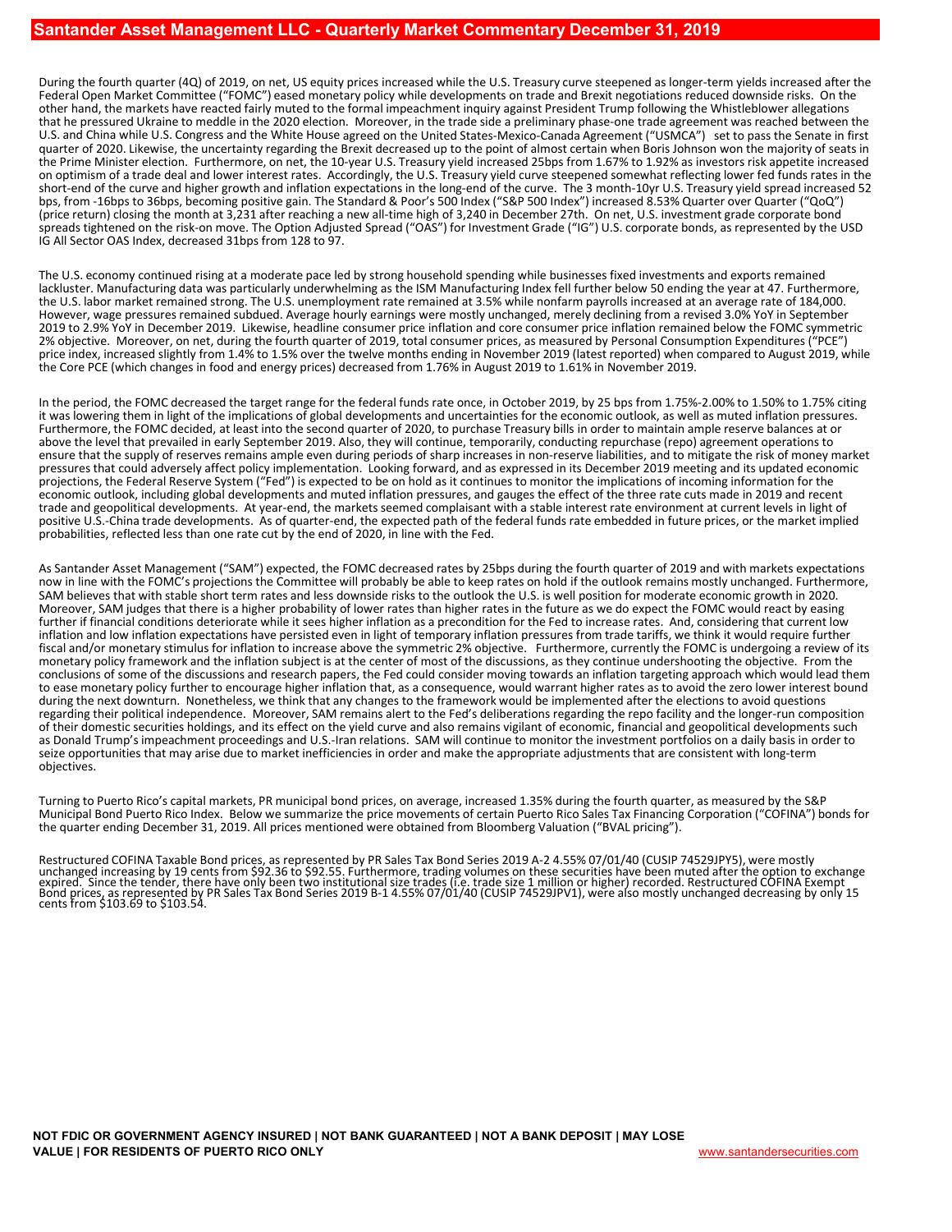# Santander Asset Management LLC - Quarterly Market Commentary December 31, 2019

During the fourth quarter (4Q) of 2019, on net, US equity prices increased while the U.S. Treasury curve steepened as longer-term yields increased after the Federal Open Market Committee ("FOMC") eased monetary policy while developments on trade and Brexit negotiations reduced downside risks. On the other hand, the markets have reacted fairly muted to the formal impeachment inquiry against President Trump following the Whistleblower allegations that he pressured Ukraine to meddle in the 2020 election. Moreover, in the trade side a preliminary phase-one trade agreement was reached between the U.S. and China while U.S. Congress and the White House agreed on the United States-Mexico-Canada Agreement ("USMCA") set to pass the Senate in first quarter of 2020. Likewise, the uncertainty regarding the Brexit decreased up to the point of almost certain when Boris Johnson won the majority of seats in the Prime Minister election. Furthermore, on net, the 10-year U.S. Treasury yield increased 25bps from 1.67% to 1.92% as investors risk appetite increased on optimism of a trade deal and lower interest rates. Accordingly, the U.S. Treasury yield curve steepened somewhat reflecting lower fed funds rates in the short-end of the curve and higher growth and inflation expectations in the long-end of the curve. The 3 month-10yr U.S. Treasury yield spread increased 52 bps, from -16bps to 36bps, becoming positive gain. The Standard & Poor's 500 Index ("S&P 500 Index") increased 8.53% Quarter over Quarter ("QoQ") (price return) closing the month at 3,231 after reaching a new all-time high of 3,240 in December 27th. On net, U.S. investment grade corporate bond spreads tightened on the risk-on move. The Option Adjusted Spread ("OAS") for Investment Grade ("IG") U.S. corporate bonds, as represented by the USD IG All Sector OAS Index, decreased 31bps from 128 to 97.

The U.S. economy continued rising at a moderate pace led by strong household spending while businesses fixed investments and exports remained lackluster. Manufacturing data was particularly underwhelming as the ISM Manufacturing Index fell further below 50 ending the year at 47. Furthermore, the U.S. labor market remained strong. The U.S. unemployment rate remained at 3.5% while nonfarm payrolls increased at an average rate of 184,000. However, wage pressures remained subdued. Average hourly earnings were mostly unchanged, merely declining from a revised 3.0% YoY in September 2019 to 2.9% YoY in December 2019. Likewise, headline consumer price inflation and core consumer price inflation remained below the FOMC symmetric 2% objective. Moreover, on net, during the fourth quarter of 2019, total consumer prices, as measured by Personal Consumption Expenditures ("PCE") price index, increased slightly from 1.4% to 1.5% over the twelve months ending in November 2019 (latest reported) when compared to August 2019, while the Core PCE (which changes in food and energy prices) decreased from 1.76% in August 2019 to 1.61% in November 2019.

In the period, the FOMC decreased the target range for the federal funds rate once, in October 2019, by 25 bps from 1.75%-2.00% to 1.50% to 1.75% citing it was lowering them in light of the implications of global developments and uncertainties for the economic outlook, as well as muted inflation pressures. Furthermore, the FOMC decided, at least into the second quarter of 2020, to purchase Treasury bills in order to maintain ample reserve balances at or above the level that prevailed in early September 2019. Also, they will continue, temporarily, conducting repurchase (repo) agreement operations to ensure that the supply of reserves remains ample even during periods of sharp increases in non-reserve liabilities, and to mitigate the risk of money market pressures that could adversely affect policy implementation. Looking forward, and as expressed in its December 2019 meeting and its updated economic projections, the Federal Reserve System ("Fed") is expected to be on hold as it continues to monitor the implications of incoming information for the economic outlook, including global developments and muted inflation pressures, and gauges the effect of the three rate cuts made in 2019 and recent trade and geopolitical developments. At year-end, the markets seemed complaisant with a stable interest rate environment at current levels in light of positive U.S.-China trade developments. As of quarter-end, the expected path of the federal funds rate embedded in future prices, or the market implied probabilities, reflected less than one rate cut by the end of 2020, in line with the Fed.

As Santander Asset Management ("SAM") expected, the FOMC decreased rates by 25bps during the fourth quarter of 2019 and with markets expectations now in line with the FOMC's projections the Committee will probably be able to keep rates on hold if the outlook remains mostly unchanged. Furthermore, SAM believes that with stable short term rates and less downside risks to the outlook the U.S. is well position for moderate economic growth in 2020. Moreover, SAM judges that there is a higher probability of lower rates than higher rates in the future as we do expect the FOMC would react by easing further if financial conditions deteriorate while it sees higher inflation as a precondition for the Fed to increase rates. And, considering that current low inflation and low inflation expectations have persisted even in light of temporary inflation pressures from trade tariffs, we think it would require further fiscal and/or monetary stimulus for inflation to increase above the symmetric 2% objective. Furthermore, currently the FOMC is undergoing a review of its monetary policy framework and the inflation subject is at the center of most of the discussions, as they continue undershooting the objective. From the conclusions of some of the discussions and research papers, the Fed could consider moving towards an inflation targeting approach which would lead them to ease monetary policy further to encourage higher inflation that, as a consequence, would warrant higher rates as to avoid the zero lower interest bound during the next downturn. Nonetheless, we think that any changes to the framework would be implemented after the elections to avoid questions regarding their political independence. Moreover, SAM remains alert to the Fed's deliberations regarding the repo facility and the longer-run composition of their domestic securities holdings, and its effect on the yield curve and also remains vigilant of economic, financial and geopolitical developments such as Donald Trump's impeachment proceedings and U.S.-Iran relations. SAM will continue to monitor the investment portfolios on a daily basis in order to seize opportunities that may arise due to market inefficiencies in order and make the appropriate adjustments that are consistent with long-term objectives.

Turning to Puerto Rico's capital markets, PR municipal bond prices, on average, increased 1.35% during the fourth quarter, as measured by the S&P Municipal Bond Puerto Rico Index. Below we summarize the price movements of certain Puerto Rico Sales Tax Financing Corporation ("COFINA") bonds for the quarter ending December 31, 2019. All prices mentioned were obtained from Bloomberg Valuation ("BVAL pricing").

Restructured COFINA Taxable Bond prices, as represented by PR Sales Tax Bond Series 2019 A-2 4.55% 07/01/40 (CUSIP 74529JPY5), were mostly unchanged increasing by 19 cents from $92.36 to $92.55. Furthermore, trading volumes on these securities have been muted after the option to exchange expired. Since the tender, there have only been two institutional size trades (i.e. trade size 1 million or higher) recorded. Restructured COFINA Exempt Bond prices, as represented by PR Sales Tax Bond Series 2019 B-1 4.55% 07/01/40 (CUSIP 74529JPV1), were also mostly unchanged decreasing by only 15 cents from $103.69 to $103.54.

**NOT FDIC OR GOVERNMENT AGENCY INSURED | NOT BANK GUARANTEED | NOT A BANK DEPOSIT | MAY LOSE VALUE | FOR RESIDENTS OF PUERTO RICO ONLY**

www.santandersecurities.com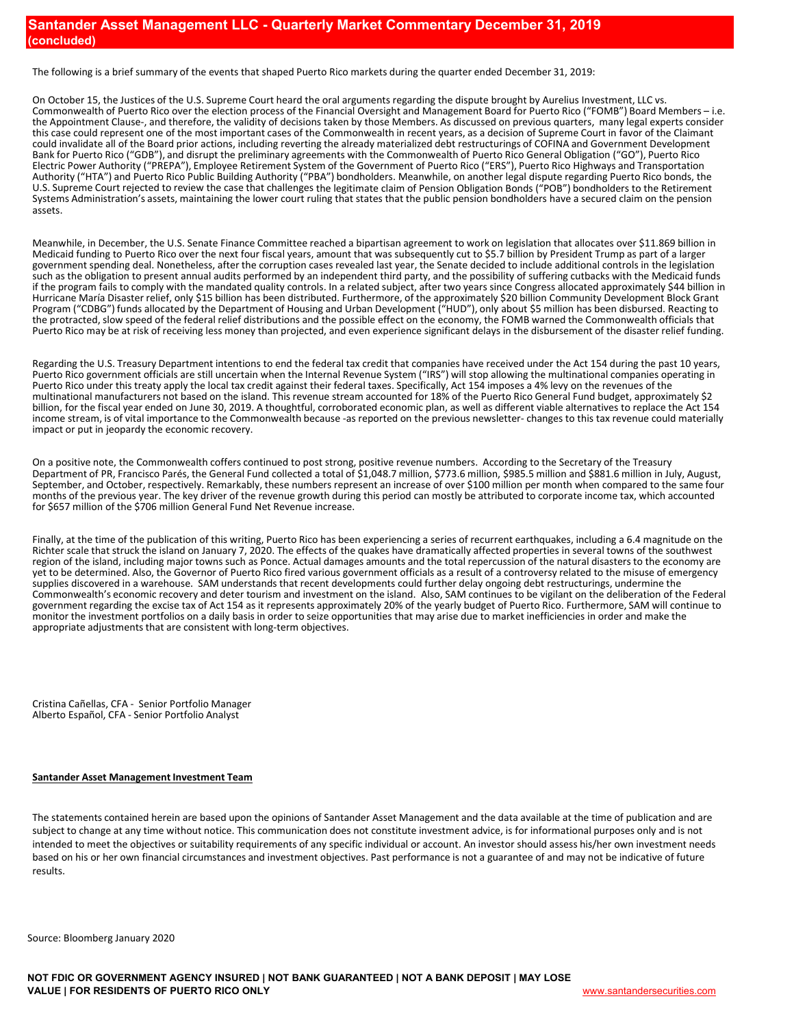## Santander Asset Management LLC - Quarterly Market Commentary December 31, 2019 (concluded)

The following is a brief summary of the events that shaped Puerto Rico markets during the quarter ended December 31, 2019:

On October 15, the Justices of the U.S. Supreme Court heard the oral arguments regarding the dispute brought by Aurelius Investment, LLC vs. Commonwealth of Puerto Rico over the election process of the Financial Oversight and Management Board for Puerto Rico ("FOMB") Board Members – i.e. the Appointment Clause-, and therefore, the validity of decisions taken by those Members. As discussed on previous quarters, many legal experts consider this case could represent one of the most important cases of the Commonwealth in recent years, as a decision of Supreme Court in favor of the Claimant could invalidate all of the Board prior actions, including reverting the already materialized debt restructurings of COFINA and Government Development Bank for Puerto Rico ("GDB"), and disrupt the preliminary agreements with the Commonwealth of Puerto Rico General Obligation ("GO"), Puerto Rico Electric Power Authority ("PREPA"), Employee Retirement System of the Government of Puerto Rico ("ERS"), Puerto Rico Highways and Transportation Authority ("HTA") and Puerto Rico Public Building Authority ("PBA") bondholders. Meanwhile, on another legal dispute regarding Puerto Rico bonds, the U.S. Supreme Court rejected to review the case that challenges the legitimate claim of Pension Obligation Bonds ("POB") bondholders to the Retirement Systems Administration's assets, maintaining the lower court ruling that states that the public pension bondholders have a secured claim on the pension assets.

Meanwhile, in December, the U.S. Senate Finance Committee reached a bipartisan agreement to work on legislation that allocates over $11.869 billion in Medicaid funding to Puerto Rico over the next four fiscal years, amount that was subsequently cut to $5.7 billion by President Trump as part of a larger government spending deal. Nonetheless, after the corruption cases revealed last year, the Senate decided to include additional controls in the legislation such as the obligation to present annual audits performed by an independent third party, and the possibility of suffering cutbacks with the Medicaid funds if the program fails to comply with the mandated quality controls. In a related subject, after two years since Congress allocated approximately $44 billion in Hurricane María Disaster relief, only $15 billion has been distributed. Furthermore, of the approximately $20 billion Community Development Block Grant Program ("CDBG") funds allocated by the Department of Housing and Urban Development ("HUD"), only about $5 million has been disbursed. Reacting to the protracted, slow speed of the federal relief distributions and the possible effect on the economy, the FOMB warned the Commonwealth officials that Puerto Rico may be at risk of receiving less money than projected, and even experience significant delays in the disbursement of the disaster relief funding.

Regarding the U.S. Treasury Department intentions to end the federal tax credit that companies have received under the Act 154 during the past 10 years, Puerto Rico government officials are still uncertain when the Internal Revenue System ("IRS") will stop allowing the multinational companies operating in Puerto Rico under this treaty apply the local tax credit against their federal taxes. Specifically, Act 154 imposes a 4% levy on the revenues of the multinational manufacturers not based on the island. This revenue stream accounted for 18% of the Puerto Rico General Fund budget, approximately $2 billion, for the fiscal year ended on June 30, 2019. A thoughtful, corroborated economic plan, as well as different viable alternatives to replace the Act 154 income stream, is of vital importance to the Commonwealth because -as reported on the previous newsletter- changes to this tax revenue could materially impact or put in jeopardy the economic recovery.

On a positive note, the Commonwealth coffers continued to post strong, positive revenue numbers. According to the Secretary of the Treasury Department of PR, Francisco Parés, the General Fund collected a total of $1,048.7 million, $773.6 million, $985.5 million and $881.6 million in July, August, September, and October, respectively. Remarkably, these numbers represent an increase of over $100 million per month when compared to the same four months of the previous year. The key driver of the revenue growth during this period can mostly be attributed to corporate income tax, which accounted for $657 million of the $706 million General Fund Net Revenue increase.

Finally, at the time of the publication of this writing, Puerto Rico has been experiencing a series of recurrent earthquakes, including a 6.4 magnitude on the Richter scale that struck the island on January 7, 2020. The effects of the quakes have dramatically affected properties in several towns of the southwest region of the island, including major towns such as Ponce. Actual damages amounts and the total repercussion of the natural disasters to the economy are yet to be determined. Also, the Governor of Puerto Rico fired various government officials as a result of a controversy related to the misuse of emergency supplies discovered in a warehouse. SAM understands that recent developments could further delay ongoing debt restructurings, undermine the Commonwealth's economic recovery and deter tourism and investment on the island. Also, SAM continues to be vigilant on the deliberation of the Federal government regarding the excise tax of Act 154 as it represents approximately 20% of the yearly budget of Puerto Rico. Furthermore, SAM will continue to monitor the investment portfolios on a daily basis in order to seize opportunities that may arise due to market inefficiencies in order and make the appropriate adjustments that are consistent with long-term objectives.

Cristina Cañellas, CFA - Senior Portfolio Manager
Alberto Español, CFA - Senior Portfolio Analyst

**Santander Asset Management Investment Team**

The statements contained herein are based upon the opinions of Santander Asset Management and the data available at the time of publication and are subject to change at any time without notice. This communication does not constitute investment advice, is for informational purposes only and is not intended to meet the objectives or suitability requirements of any specific individual or account. An investor should assess his/her own investment needs based on his or her own financial circumstances and investment objectives. Past performance is not a guarantee of and may not be indicative of future results.

Source: Bloomberg January 2020

**NOT FDIC OR GOVERNMENT AGENCY INSURED | NOT BANK GUARANTEED | NOT A BANK DEPOSIT | MAY LOSE VALUE | FOR RESIDENTS OF PUERTO RICO ONLY**

www.santandersecurities.com